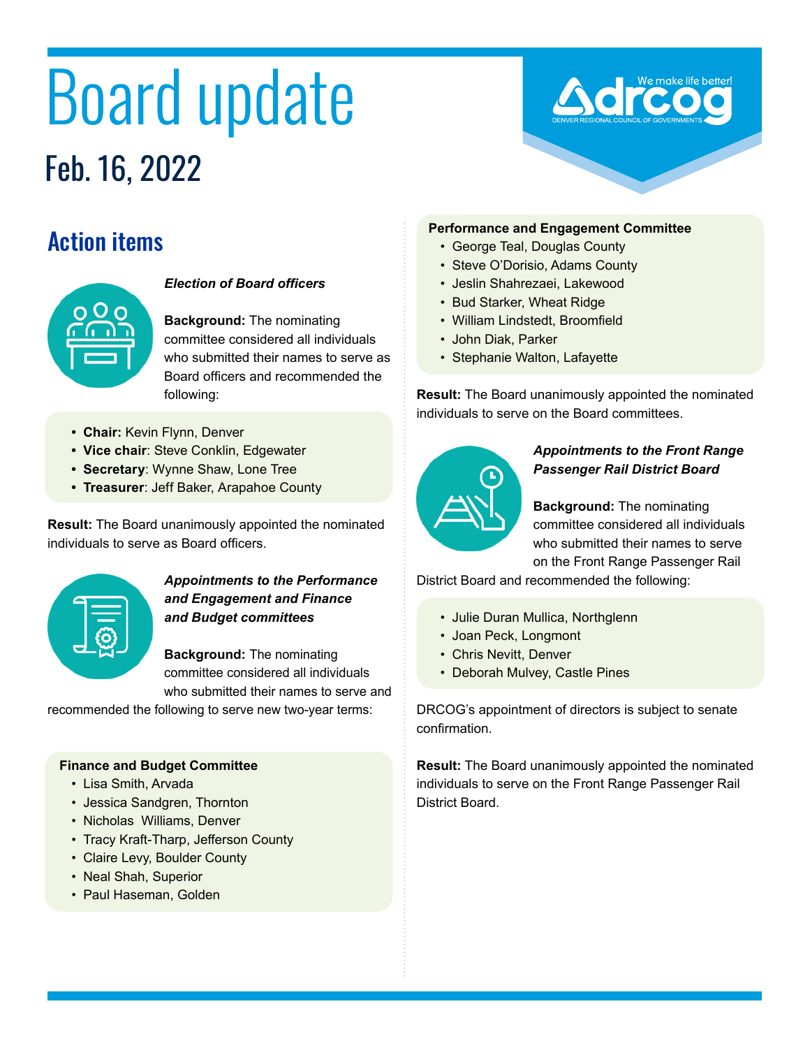# Board update

## Feb. 16, 2022

## Action items

***Election of Board officers***

**Background:** The nominating committee considered all individuals who submitted their names to serve as Board officers and recommended the following:

- **Chair:** Kevin Flynn, Denver
- **Vice chair**: Steve Conklin, Edgewater
- **Secretary**: Wynne Shaw, Lone Tree
- **Treasurer**: Jeff Baker, Arapahoe County

**Result:** The Board unanimously appointed the nominated individuals to serve as Board officers.

***Appointments to the Performance and Engagement and Finance and Budget committees***

**Background:** The nominating committee considered all individuals who submitted their names to serve and recommended the following to serve new two-year terms:

**Finance and Budget Committee**

- Lisa Smith, Arvada
- Jessica Sandgren, Thornton
- Nicholas Williams, Denver
- Tracy Kraft-Tharp, Jefferson County
- Claire Levy, Boulder County
- Neal Shah, Superior
- Paul Haseman, Golden

**Performance and Engagement Committee**

- George Teal, Douglas County
- Steve O'Dorisio, Adams County
- Jeslin Shahrezaei, Lakewood
- Bud Starker, Wheat Ridge
- William Lindstedt, Broomfield
- John Diak, Parker
- Stephanie Walton, Lafayette

**Result:** The Board unanimously appointed the nominated individuals to serve on the Board committees.

***Appointments to the Front Range Passenger Rail District Board***

**Background:** The nominating committee considered all individuals who submitted their names to serve on the Front Range Passenger Rail District Board and recommended the following:

- Julie Duran Mullica, Northglenn
- Joan Peck, Longmont
- Chris Nevitt, Denver
- Deborah Mulvey, Castle Pines

DRCOG's appointment of directors is subject to senate confirmation.

**Result:** The Board unanimously appointed the nominated individuals to serve on the Front Range Passenger Rail District Board.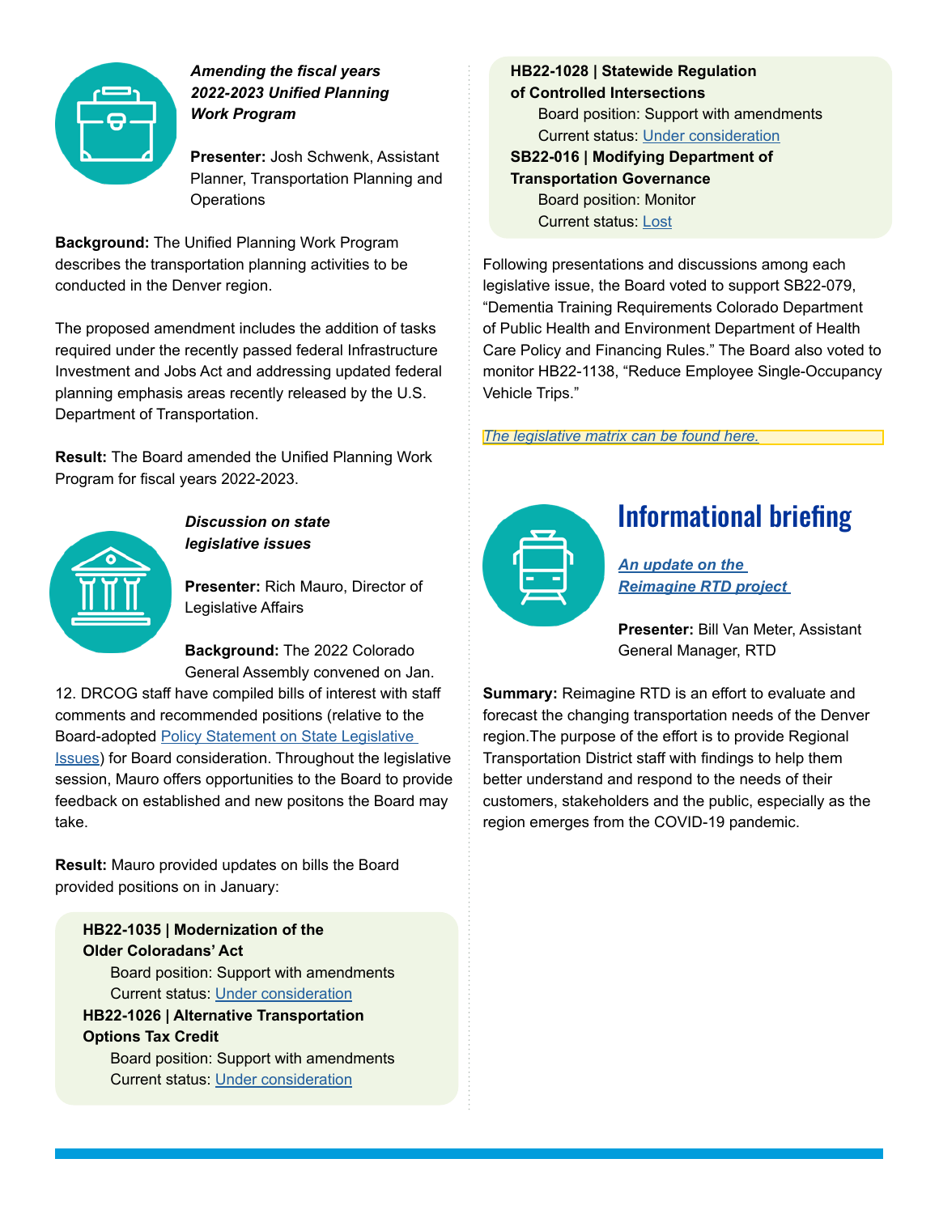***Amending the fiscal years 2022-2023 Unified Planning Work Program***

**Presenter:** Josh Schwenk, Assistant Planner, Transportation Planning and Operations

**Background:** The Unified Planning Work Program describes the transportation planning activities to be conducted in the Denver region.

The proposed amendment includes the addition of tasks required under the recently passed federal Infrastructure Investment and Jobs Act and addressing updated federal planning emphasis areas recently released by the U.S. Department of Transportation.

**Result:** The Board amended the Unified Planning Work Program for fiscal years 2022-2023.

***Discussion on state legislative issues***

**Presenter:** Rich Mauro, Director of Legislative Affairs

**Background:** The 2022 Colorado General Assembly convened on Jan. 12. DRCOG staff have compiled bills of interest with staff comments and recommended positions (relative to the Board-adopted Policy Statement on State Legislative Issues) for Board consideration. Throughout the legislative session, Mauro offers opportunities to the Board to provide feedback on established and new positons the Board may take.

**Result:** Mauro provided updates on bills the Board provided positions on in January:

**HB22-1035 | Modernization of the Older Coloradans' Act**
- Board position: Support with amendments
- Current status: Under consideration

**HB22-1026 | Alternative Transportation Options Tax Credit**
- Board position: Support with amendments
- Current status: Under consideration

**HB22-1028 | Statewide Regulation of Controlled Intersections**
- Board position: Support with amendments
- Current status: Under consideration

**SB22-016 | Modifying Department of Transportation Governance**
- Board position: Monitor
- Current status: Lost

Following presentations and discussions among each legislative issue, the Board voted to support SB22-079, "Dementia Training Requirements Colorado Department of Public Health and Environment Department of Health Care Policy and Financing Rules." The Board also voted to monitor HB22-1138, "Reduce Employee Single-Occupancy Vehicle Trips."

*The legislative matrix can be found here.*

## Informational briefing

***An update on the Reimagine RTD project***

**Presenter:** Bill Van Meter, Assistant General Manager, RTD

**Summary:** Reimagine RTD is an effort to evaluate and forecast the changing transportation needs of the Denver region.The purpose of the effort is to provide Regional Transportation District staff with findings to help them better understand and respond to the needs of their customers, stakeholders and the public, especially as the region emerges from the COVID-19 pandemic.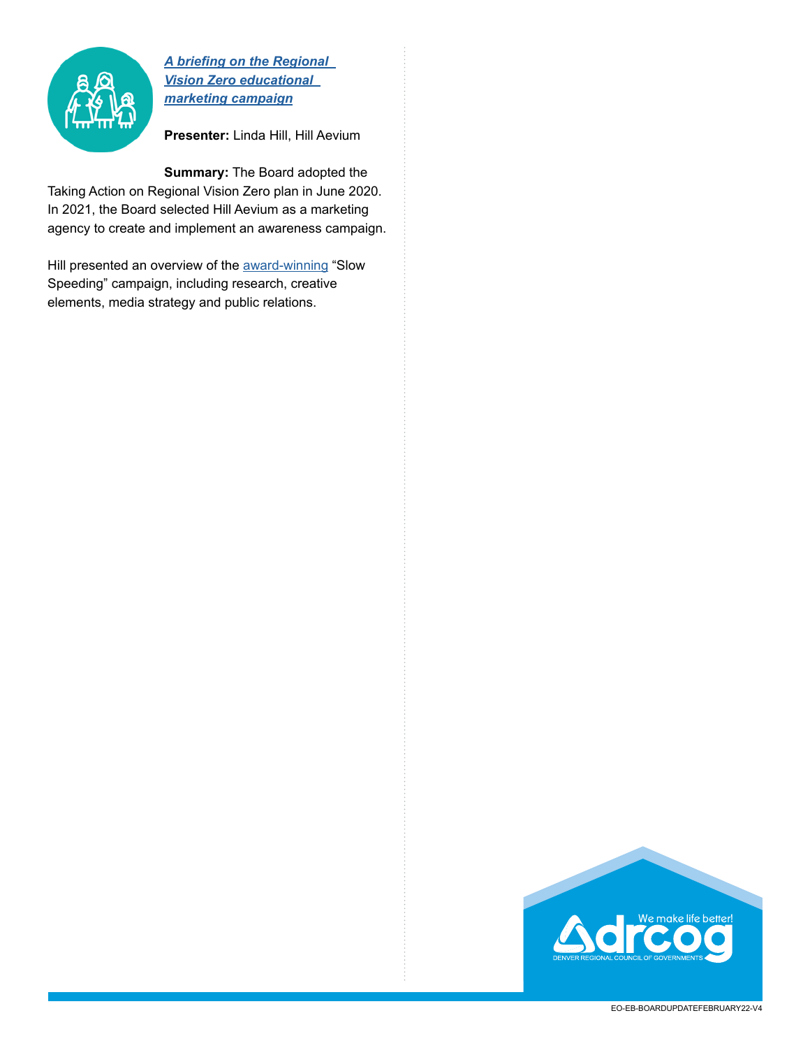***A briefing on the Regional Vision Zero educational marketing campaign***

**Presenter:** Linda Hill, Hill Aevium

**Summary:** The Board adopted the Taking Action on Regional Vision Zero plan in June 2020. In 2021, the Board selected Hill Aevium as a marketing agency to create and implement an awareness campaign.

Hill presented an overview of the award-winning "Slow Speeding" campaign, including research, creative elements, media strategy and public relations.

We make life better!

drcog

DENVER REGIONAL COUNCIL OF GOVERNMENTS

EO-EB-BOARDUPDATEFEBRUARY22-V4